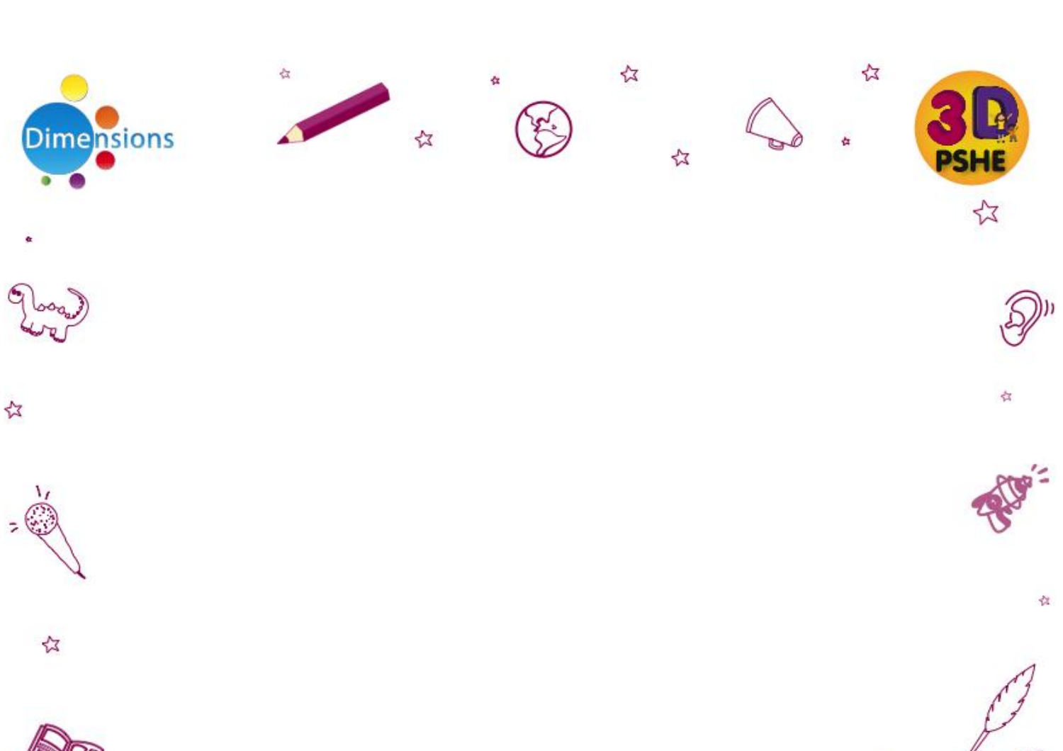









☆



公





à

 $\boldsymbol{\hat{\mathbf{z}}}$ 













存

存